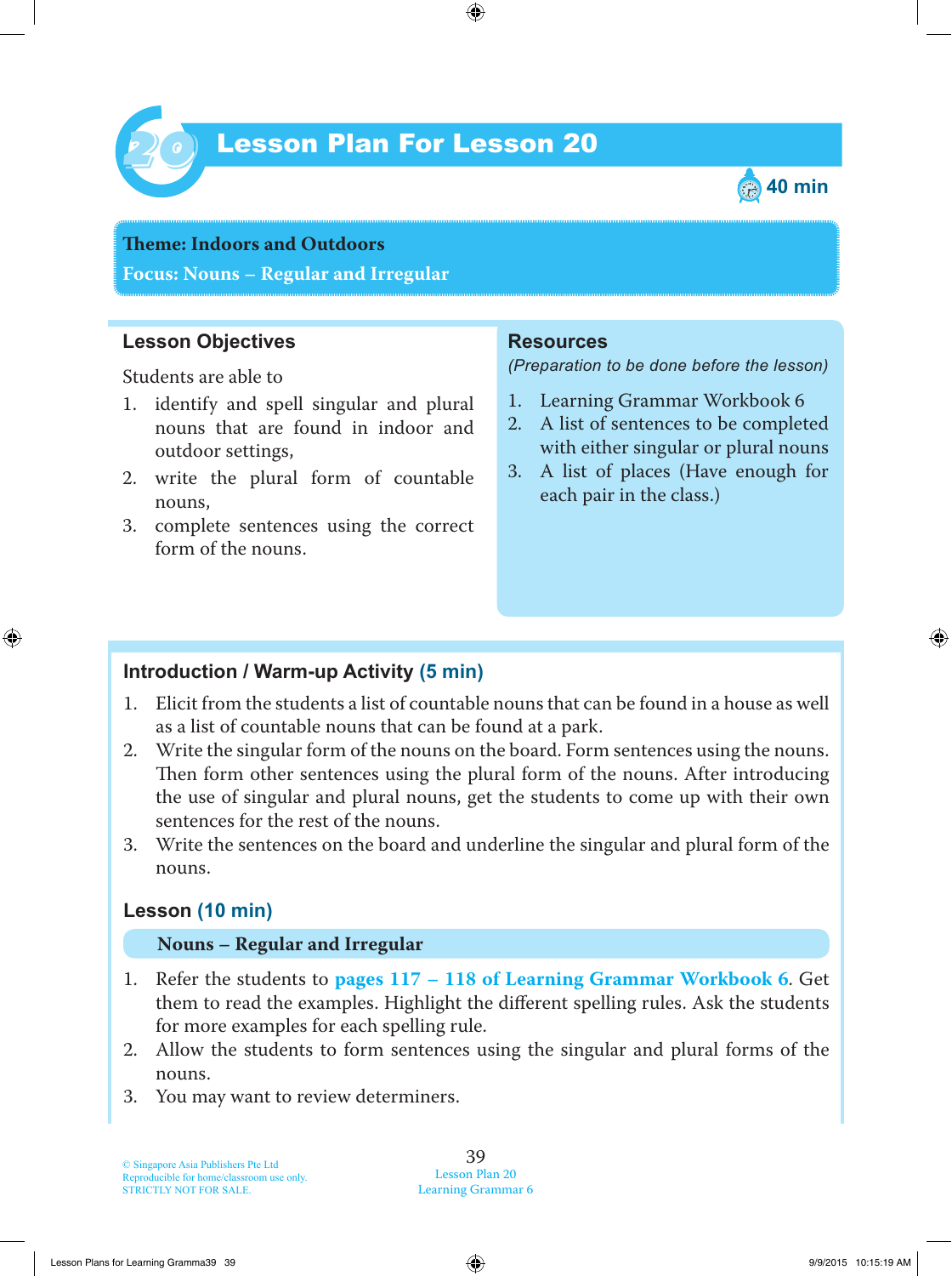# Lesson Plan For Lesson 20

40 min

**Theme: Indoors and Outdoors**

**Focus: Nouns – Regular and Irregular**

## Lesson Objectives

Students are able to

1. identify and spell singular and plural nouns that are found in indoor and outdoor settings,
2. write the plural form of countable nouns,
3. complete sentences using the correct form of the nouns.

## Resources

*(Preparation to be done before the lesson)*

1. Learning Grammar Workbook 6
2. A list of sentences to be completed with either singular or plural nouns
3. A list of places (Have enough for each pair in the class.)

## Introduction / Warm-up Activity (5 min)

1. Elicit from the students a list of countable nouns that can be found in a house as well as a list of countable nouns that can be found at a park.
2. Write the singular form of the nouns on the board. Form sentences using the nouns. Then form other sentences using the plural form of the nouns. After introducing the use of singular and plural nouns, get the students to come up with their own sentences for the rest of the nouns.
3. Write the sentences on the board and underline the singular and plural form of the nouns.

## Lesson (10 min)

### Nouns – Regular and Irregular

1. Refer the students to **pages 117 – 118 of Learning Grammar Workbook 6**. Get them to read the examples. Highlight the different spelling rules. Ask the students for more examples for each spelling rule.
2. Allow the students to form sentences using the singular and plural forms of the nouns.
3. You may want to review determiners.

© Singapore Asia Publishers Pte Ltd
Reproducible for home/classroom use only.
STRICTLY NOT FOR SALE.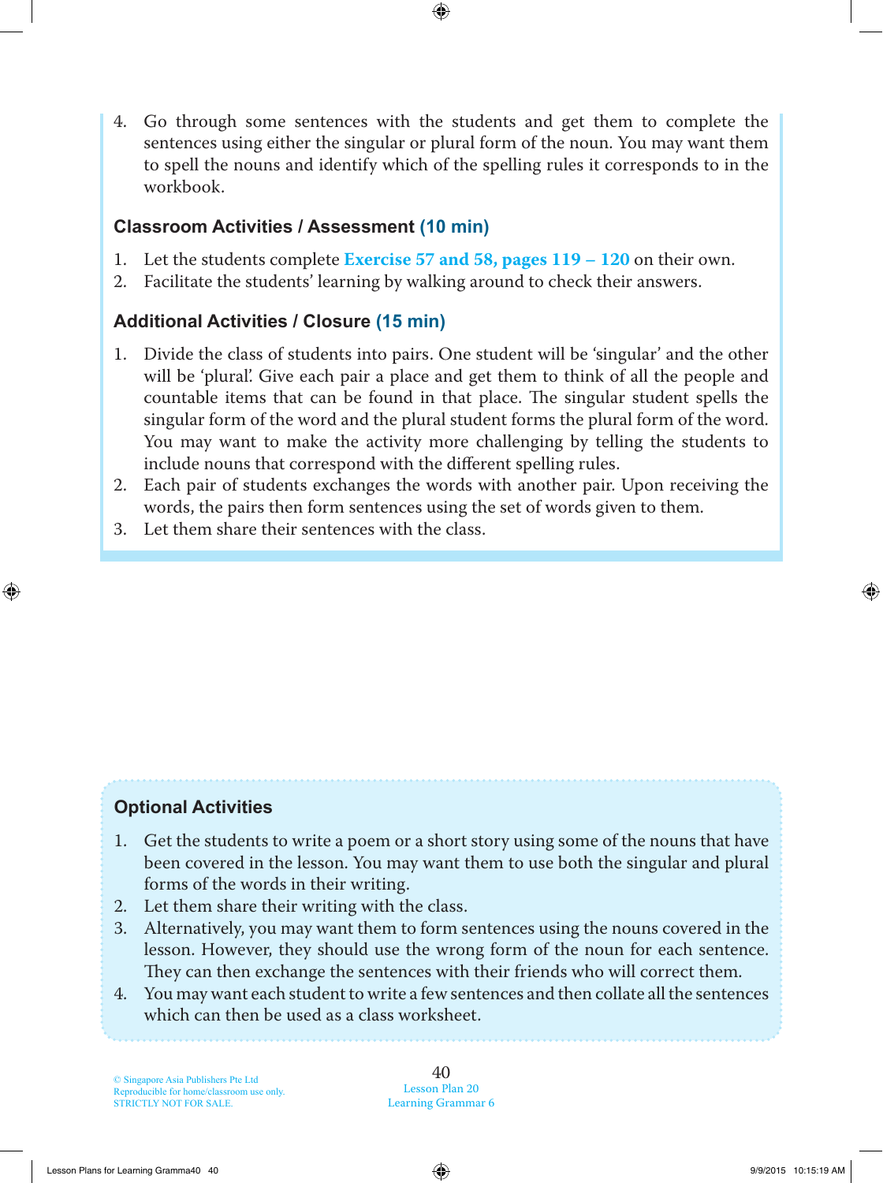4. Go through some sentences with the students and get them to complete the sentences using either the singular or plural form of the noun. You may want them to spell the nouns and identify which of the spelling rules it corresponds to in the workbook.

### Classroom Activities / Assessment (10 min)

1. Let the students complete **Exercise 57 and 58, pages 119 – 120** on their own.
2. Facilitate the students' learning by walking around to check their answers.

### Additional Activities / Closure (15 min)

1. Divide the class of students into pairs. One student will be 'singular' and the other will be 'plural'. Give each pair a place and get them to think of all the people and countable items that can be found in that place. The singular student spells the singular form of the word and the plural student forms the plural form of the word. You may want to make the activity more challenging by telling the students to include nouns that correspond with the different spelling rules.
2. Each pair of students exchanges the words with another pair. Upon receiving the words, the pairs then form sentences using the set of words given to them.
3. Let them share their sentences with the class.

### Optional Activities

1. Get the students to write a poem or a short story using some of the nouns that have been covered in the lesson. You may want them to use both the singular and plural forms of the words in their writing.
2. Let them share their writing with the class.
3. Alternatively, you may want them to form sentences using the nouns covered in the lesson. However, they should use the wrong form of the noun for each sentence. They can then exchange the sentences with their friends who will correct them.
4. You may want each student to write a few sentences and then collate all the sentences which can then be used as a class worksheet.